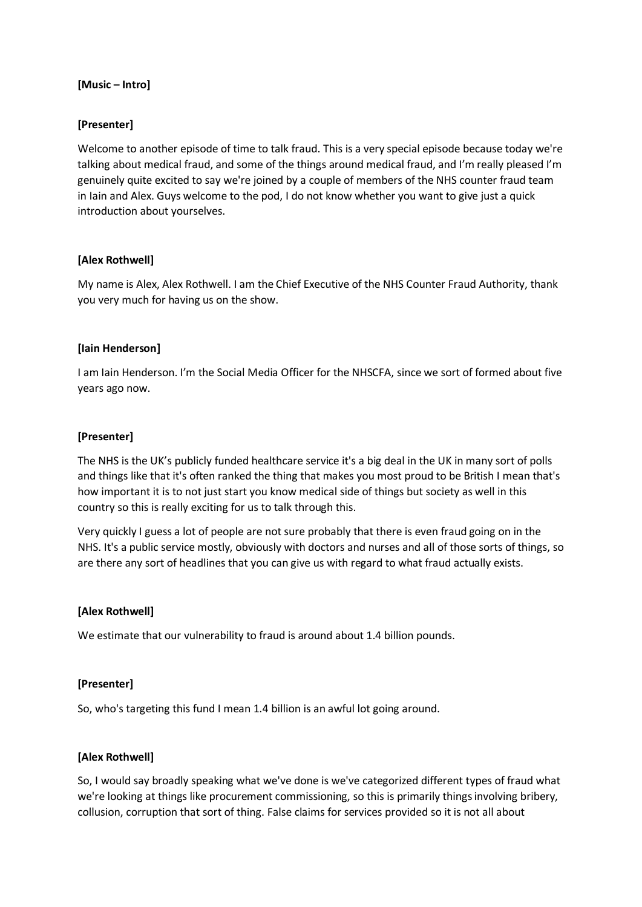**[Music – Intro]**

**[Presenter]**

Welcome to another episode of time to talk fraud. This is a very special episode because today we're talking about medical fraud, and some of the things around medical fraud, and I'm really pleased I'm genuinely quite excited to say we're joined by a couple of members of the NHS counter fraud team in Iain and Alex. Guys welcome to the pod, I do not know whether you want to give just a quick introduction about yourselves.

**[Alex Rothwell]**

My name is Alex, Alex Rothwell. I am the Chief Executive of the NHS Counter Fraud Authority, thank you very much for having us on the show.

**[Iain Henderson]**

I am Iain Henderson. I'm the Social Media Officer for the NHSCFA, since we sort of formed about five years ago now.

**[Presenter]**

The NHS is the UK's publicly funded healthcare service it's a big deal in the UK in many sort of polls and things like that it's often ranked the thing that makes you most proud to be British I mean that's how important it is to not just start you know medical side of things but society as well in this country so this is really exciting for us to talk through this.

Very quickly I guess a lot of people are not sure probably that there is even fraud going on in the NHS. It's a public service mostly, obviously with doctors and nurses and all of those sorts of things, so are there any sort of headlines that you can give us with regard to what fraud actually exists.

**[Alex Rothwell]**

We estimate that our vulnerability to fraud is around about 1.4 billion pounds.

**[Presenter]**

So, who's targeting this fund I mean 1.4 billion is an awful lot going around.

**[Alex Rothwell]**

So, I would say broadly speaking what we've done is we've categorized different types of fraud what we're looking at things like procurement commissioning, so this is primarily things involving bribery, collusion, corruption that sort of thing. False claims for services provided so it is not all about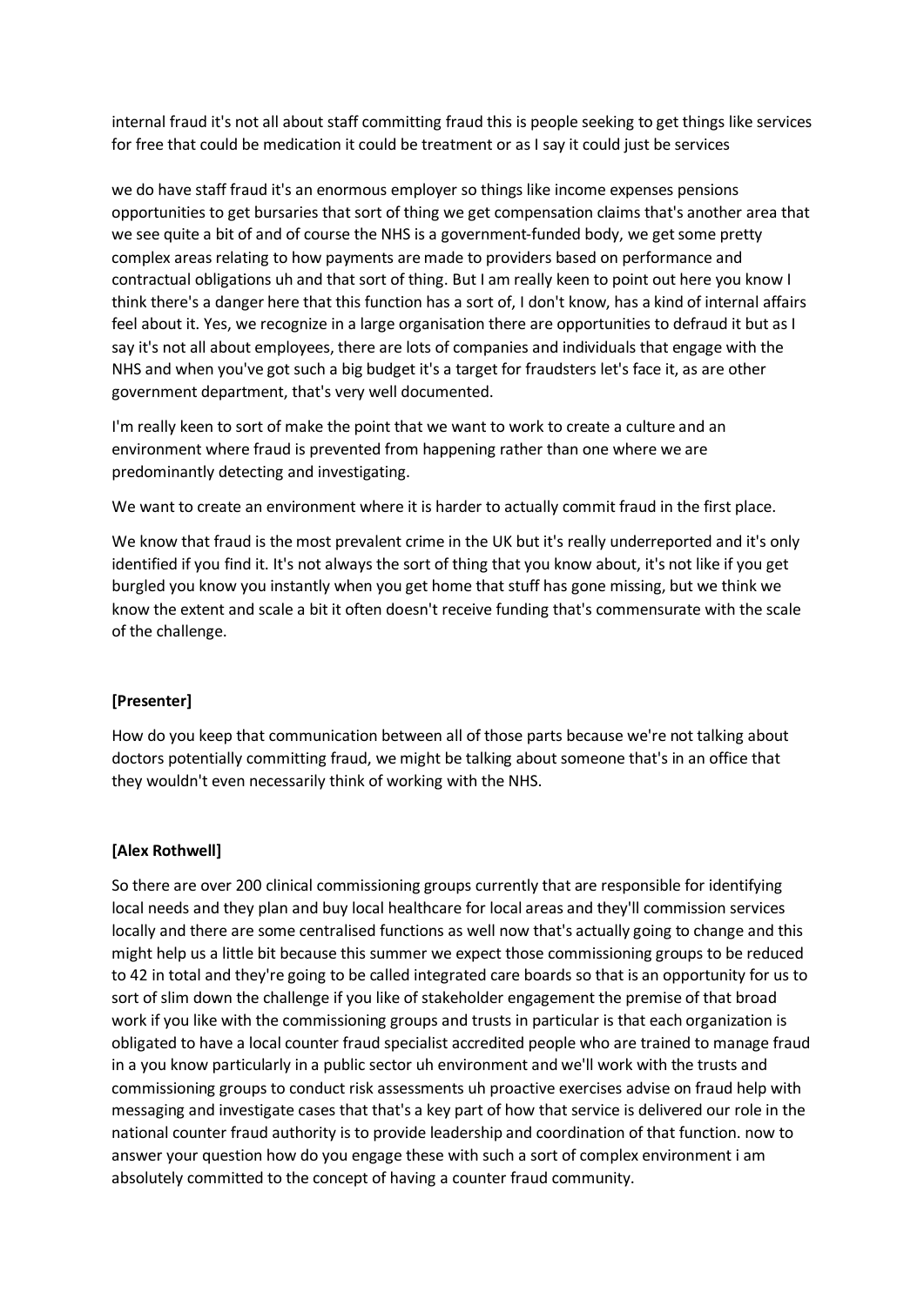internal fraud it's not all about staff committing fraud this is people seeking to get things like services for free that could be medication it could be treatment or as I say it could just be services

we do have staff fraud it's an enormous employer so things like income expenses pensions opportunities to get bursaries that sort of thing we get compensation claims that's another area that we see quite a bit of and of course the NHS is a government-funded body, we get some pretty complex areas relating to how payments are made to providers based on performance and contractual obligations uh and that sort of thing. But I am really keen to point out here you know I think there's a danger here that this function has a sort of, I don't know, has a kind of internal affairs feel about it. Yes, we recognize in a large organisation there are opportunities to defraud it but as I say it's not all about employees, there are lots of companies and individuals that engage with the NHS and when you've got such a big budget it's a target for fraudsters let's face it, as are other government department, that's very well documented.

I'm really keen to sort of make the point that we want to work to create a culture and an environment where fraud is prevented from happening rather than one where we are predominantly detecting and investigating.

We want to create an environment where it is harder to actually commit fraud in the first place.

We know that fraud is the most prevalent crime in the UK but it's really underreported and it's only identified if you find it. It's not always the sort of thing that you know about, it's not like if you get burgled you know you instantly when you get home that stuff has gone missing, but we think we know the extent and scale a bit it often doesn't receive funding that's commensurate with the scale of the challenge.

**[Presenter]**

How do you keep that communication between all of those parts because we're not talking about doctors potentially committing fraud, we might be talking about someone that's in an office that they wouldn't even necessarily think of working with the NHS.

**[Alex Rothwell]**

So there are over 200 clinical commissioning groups currently that are responsible for identifying local needs and they plan and buy local healthcare for local areas and they'll commission services locally and there are some centralised functions as well now that's actually going to change and this might help us a little bit because this summer we expect those commissioning groups to be reduced to 42 in total and they're going to be called integrated care boards so that is an opportunity for us to sort of slim down the challenge if you like of stakeholder engagement the premise of that broad work if you like with the commissioning groups and trusts in particular is that each organization is obligated to have a local counter fraud specialist accredited people who are trained to manage fraud in a you know particularly in a public sector uh environment and we'll work with the trusts and commissioning groups to conduct risk assessments uh proactive exercises advise on fraud help with messaging and investigate cases that that's a key part of how that service is delivered our role in the national counter fraud authority is to provide leadership and coordination of that function. now to answer your question how do you engage these with such a sort of complex environment i am absolutely committed to the concept of having a counter fraud community.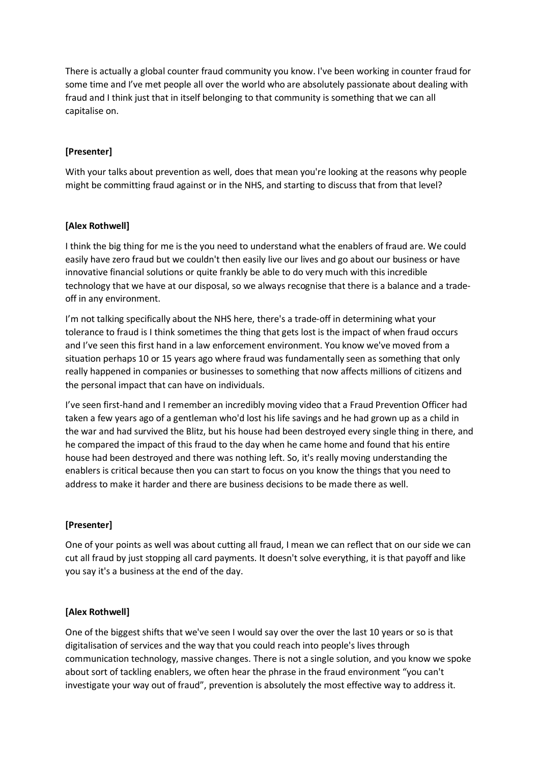There is actually a global counter fraud community you know. I've been working in counter fraud for some time and I've met people all over the world who are absolutely passionate about dealing with fraud and I think just that in itself belonging to that community is something that we can all capitalise on.

**[Presenter]**

With your talks about prevention as well, does that mean you're looking at the reasons why people might be committing fraud against or in the NHS, and starting to discuss that from that level?

**[Alex Rothwell]**

I think the big thing for me is the you need to understand what the enablers of fraud are. We could easily have zero fraud but we couldn't then easily live our lives and go about our business or have innovative financial solutions or quite frankly be able to do very much with this incredible technology that we have at our disposal, so we always recognise that there is a balance and a trade-off in any environment.

I'm not talking specifically about the NHS here, there's a trade-off in determining what your tolerance to fraud is I think sometimes the thing that gets lost is the impact of when fraud occurs and I've seen this first hand in a law enforcement environment. You know we've moved from a situation perhaps 10 or 15 years ago where fraud was fundamentally seen as something that only really happened in companies or businesses to something that now affects millions of citizens and the personal impact that can have on individuals.

I've seen first-hand and I remember an incredibly moving video that a Fraud Prevention Officer had taken a few years ago of a gentleman who'd lost his life savings and he had grown up as a child in the war and had survived the Blitz, but his house had been destroyed every single thing in there, and he compared the impact of this fraud to the day when he came home and found that his entire house had been destroyed and there was nothing left. So, it's really moving understanding the enablers is critical because then you can start to focus on you know the things that you need to address to make it harder and there are business decisions to be made there as well.

**[Presenter]**

One of your points as well was about cutting all fraud, I mean we can reflect that on our side we can cut all fraud by just stopping all card payments. It doesn't solve everything, it is that payoff and like you say it's a business at the end of the day.

**[Alex Rothwell]**

One of the biggest shifts that we've seen I would say over the over the last 10 years or so is that digitalisation of services and the way that you could reach into people's lives through communication technology, massive changes. There is not a single solution, and you know we spoke about sort of tackling enablers, we often hear the phrase in the fraud environment "you can't investigate your way out of fraud", prevention is absolutely the most effective way to address it.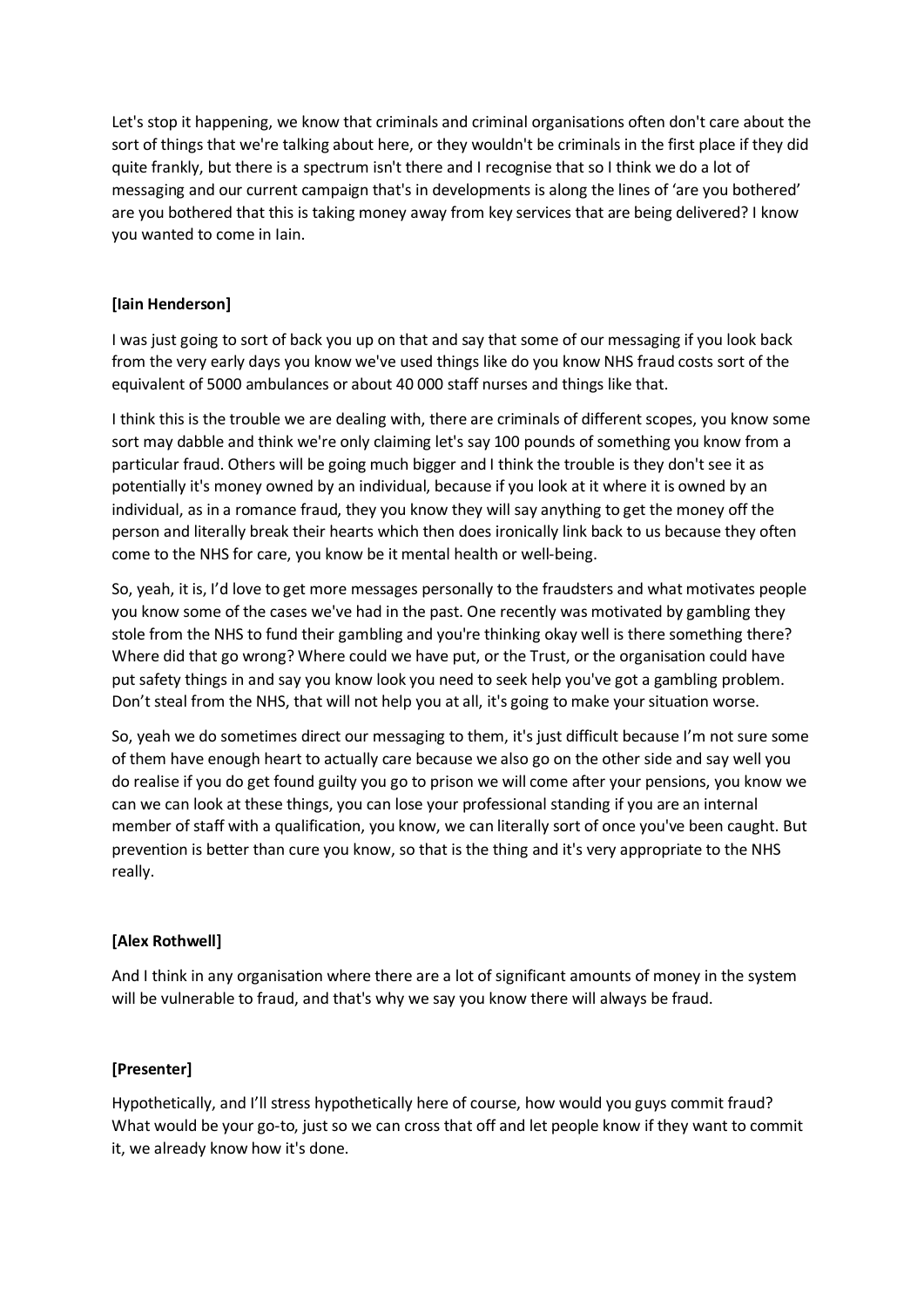Let's stop it happening, we know that criminals and criminal organisations often don't care about the sort of things that we're talking about here, or they wouldn't be criminals in the first place if they did quite frankly, but there is a spectrum isn't there and I recognise that so I think we do a lot of messaging and our current campaign that's in developments is along the lines of 'are you bothered' are you bothered that this is taking money away from key services that are being delivered? I know you wanted to come in Iain.

**[Iain Henderson]**

I was just going to sort of back you up on that and say that some of our messaging if you look back from the very early days you know we've used things like do you know NHS fraud costs sort of the equivalent of 5000 ambulances or about 40 000 staff nurses and things like that.

I think this is the trouble we are dealing with, there are criminals of different scopes, you know some sort may dabble and think we're only claiming let's say 100 pounds of something you know from a particular fraud. Others will be going much bigger and I think the trouble is they don't see it as potentially it's money owned by an individual, because if you look at it where it is owned by an individual, as in a romance fraud, they you know they will say anything to get the money off the person and literally break their hearts which then does ironically link back to us because they often come to the NHS for care, you know be it mental health or well-being.

So, yeah, it is, I'd love to get more messages personally to the fraudsters and what motivates people you know some of the cases we've had in the past. One recently was motivated by gambling they stole from the NHS to fund their gambling and you're thinking okay well is there something there? Where did that go wrong? Where could we have put, or the Trust, or the organisation could have put safety things in and say you know look you need to seek help you've got a gambling problem. Don't steal from the NHS, that will not help you at all, it's going to make your situation worse.

So, yeah we do sometimes direct our messaging to them, it's just difficult because I'm not sure some of them have enough heart to actually care because we also go on the other side and say well you do realise if you do get found guilty you go to prison we will come after your pensions, you know we can we can look at these things, you can lose your professional standing if you are an internal member of staff with a qualification, you know, we can literally sort of once you've been caught. But prevention is better than cure you know, so that is the thing and it's very appropriate to the NHS really.

**[Alex Rothwell]**

And I think in any organisation where there are a lot of significant amounts of money in the system will be vulnerable to fraud, and that's why we say you know there will always be fraud.

**[Presenter]**

Hypothetically, and I'll stress hypothetically here of course, how would you guys commit fraud? What would be your go-to, just so we can cross that off and let people know if they want to commit it, we already know how it's done.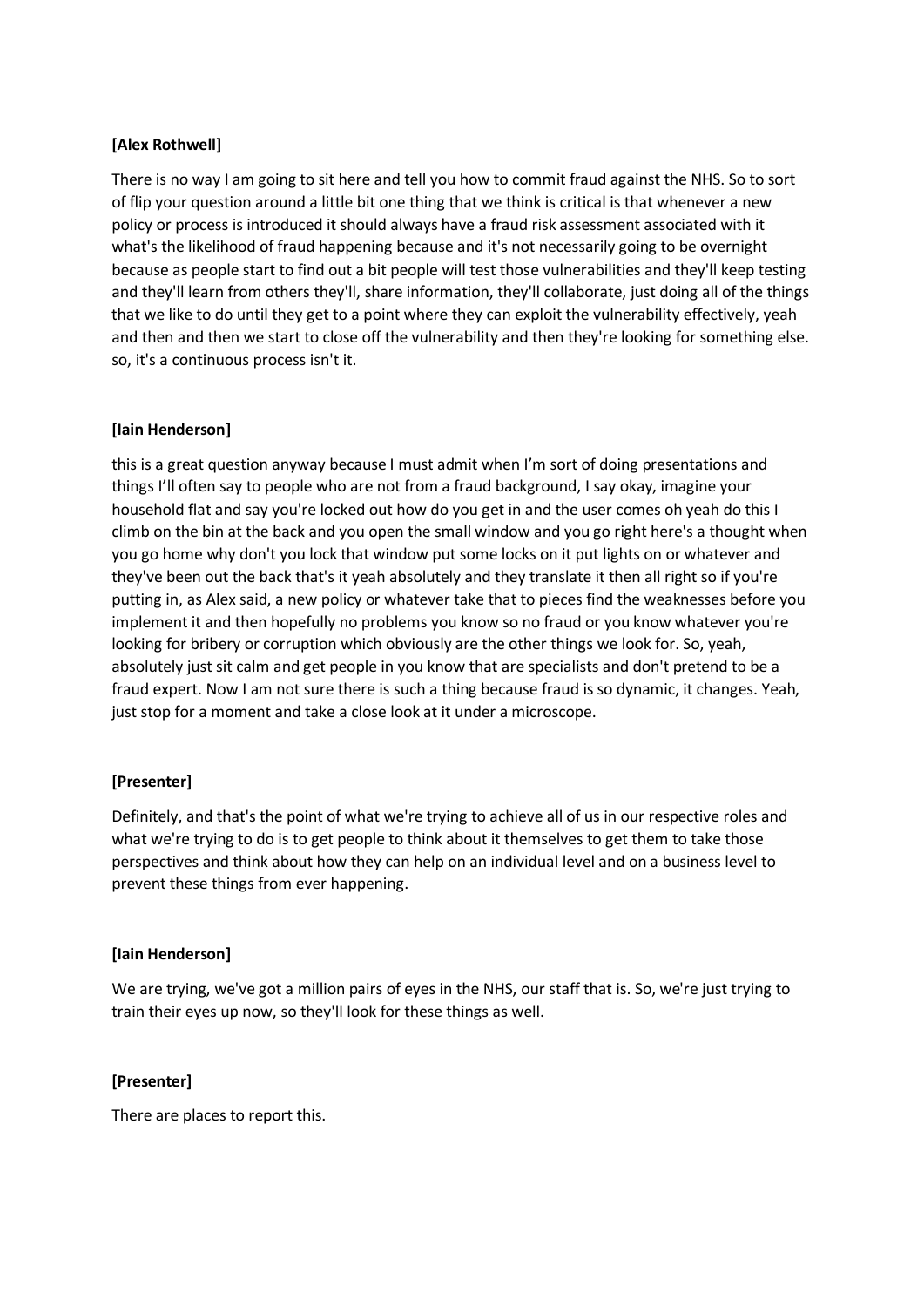**[Alex Rothwell]**

There is no way I am going to sit here and tell you how to commit fraud against the NHS. So to sort of flip your question around a little bit one thing that we think is critical is that whenever a new policy or process is introduced it should always have a fraud risk assessment associated with it what's the likelihood of fraud happening because and it's not necessarily going to be overnight because as people start to find out a bit people will test those vulnerabilities and they'll keep testing and they'll learn from others they'll, share information, they'll collaborate, just doing all of the things that we like to do until they get to a point where they can exploit the vulnerability effectively, yeah and then and then we start to close off the vulnerability and then they're looking for something else. so, it's a continuous process isn't it.

**[Iain Henderson]**

this is a great question anyway because I must admit when I'm sort of doing presentations and things I'll often say to people who are not from a fraud background, I say okay, imagine your household flat and say you're locked out how do you get in and the user comes oh yeah do this I climb on the bin at the back and you open the small window and you go right here's a thought when you go home why don't you lock that window put some locks on it put lights on or whatever and they've been out the back that's it yeah absolutely and they translate it then all right so if you're putting in, as Alex said, a new policy or whatever take that to pieces find the weaknesses before you implement it and then hopefully no problems you know so no fraud or you know whatever you're looking for bribery or corruption which obviously are the other things we look for. So, yeah, absolutely just sit calm and get people in you know that are specialists and don't pretend to be a fraud expert. Now I am not sure there is such a thing because fraud is so dynamic, it changes. Yeah, just stop for a moment and take a close look at it under a microscope.

**[Presenter]**

Definitely, and that's the point of what we're trying to achieve all of us in our respective roles and what we're trying to do is to get people to think about it themselves to get them to take those perspectives and think about how they can help on an individual level and on a business level to prevent these things from ever happening.

**[Iain Henderson]**

We are trying, we've got a million pairs of eyes in the NHS, our staff that is. So, we're just trying to train their eyes up now, so they'll look for these things as well.

**[Presenter]**

There are places to report this.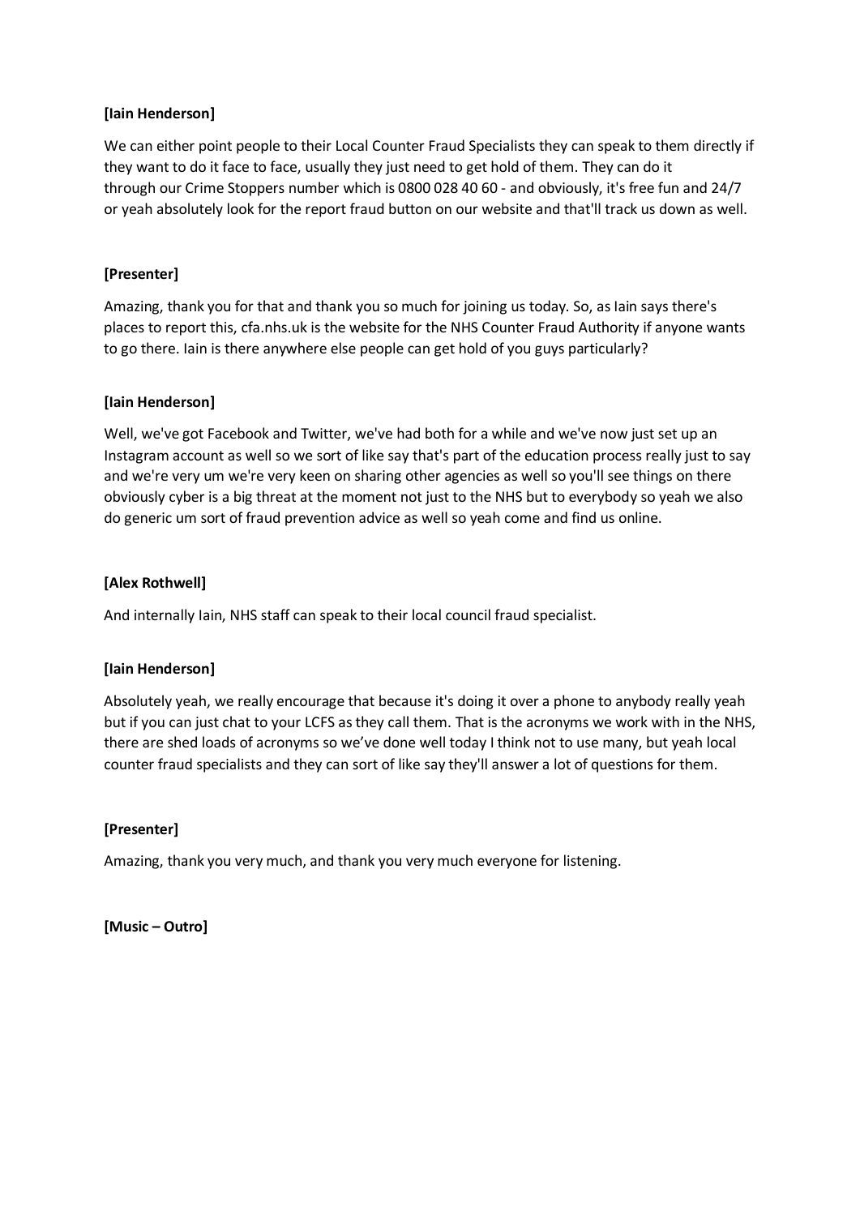**[Iain Henderson]**

We can either point people to their Local Counter Fraud Specialists they can speak to them directly if they want to do it face to face, usually they just need to get hold of them. They can do it through our Crime Stoppers number which is 0800 028 40 60 - and obviously, it's free fun and 24/7 or yeah absolutely look for the report fraud button on our website and that'll track us down as well.

**[Presenter]**

Amazing, thank you for that and thank you so much for joining us today. So, as Iain says there's places to report this, cfa.nhs.uk is the website for the NHS Counter Fraud Authority if anyone wants to go there. Iain is there anywhere else people can get hold of you guys particularly?

**[Iain Henderson]**

Well, we've got Facebook and Twitter, we've had both for a while and we've now just set up an Instagram account as well so we sort of like say that's part of the education process really just to say and we're very um we're very keen on sharing other agencies as well so you'll see things on there obviously cyber is a big threat at the moment not just to the NHS but to everybody so yeah we also do generic um sort of fraud prevention advice as well so yeah come and find us online.

**[Alex Rothwell]**

And internally Iain, NHS staff can speak to their local council fraud specialist.

**[Iain Henderson]**

Absolutely yeah, we really encourage that because it's doing it over a phone to anybody really yeah but if you can just chat to your LCFS as they call them. That is the acronyms we work with in the NHS, there are shed loads of acronyms so we've done well today I think not to use many, but yeah local counter fraud specialists and they can sort of like say they'll answer a lot of questions for them.

**[Presenter]**

Amazing, thank you very much, and thank you very much everyone for listening.

**[Music – Outro]**